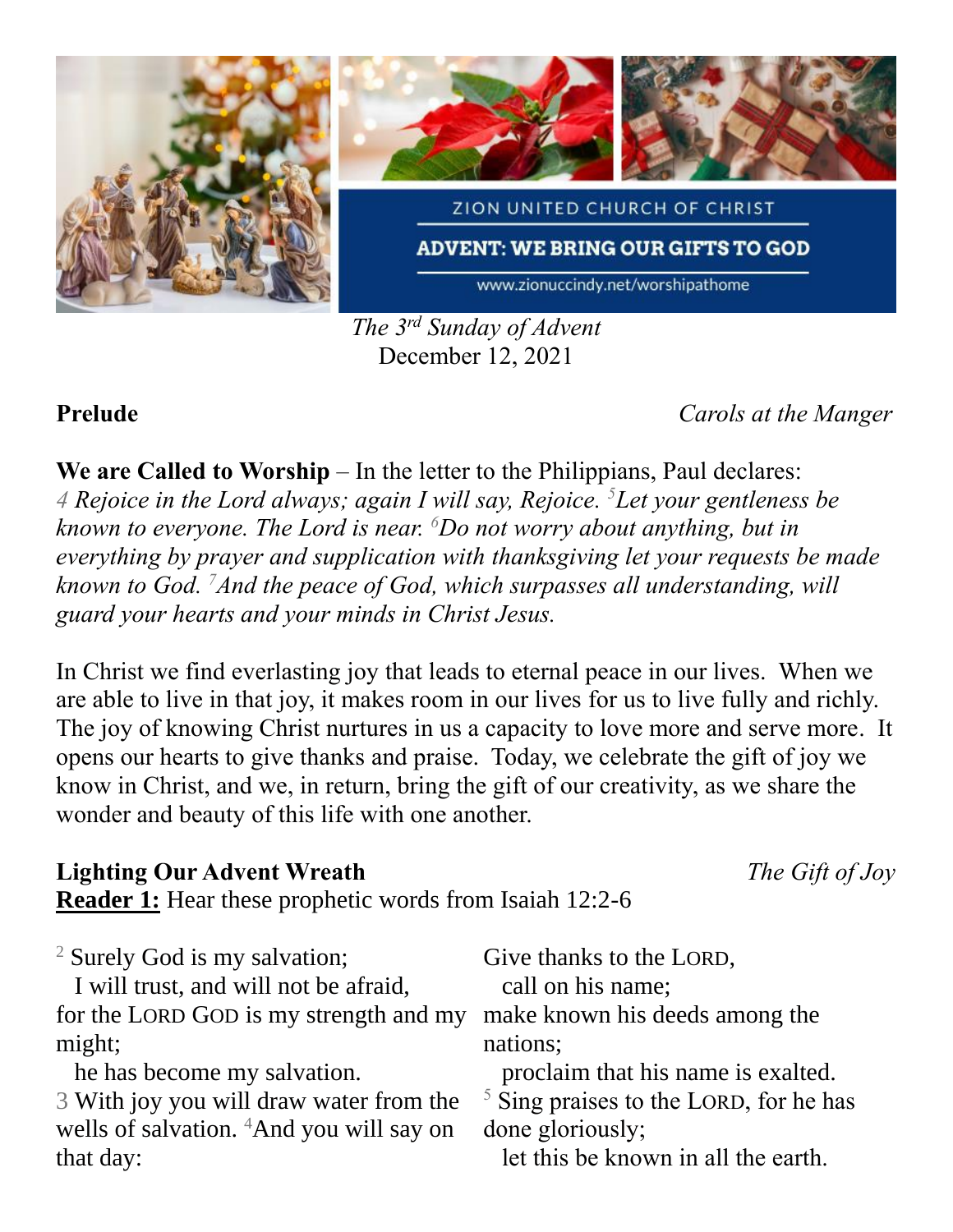ZION UNITED CHURCH OF CHRIST

ADVENT: WE BRING OUR GIFTS TO GOD

www.zionuccindy.net/worshipathome

*The 3rd Sunday of Advent*
December 12, 2021

**Prelude** *Carols at the Manger*

**We are Called to Worship** – In the letter to the Philippians, Paul declares:
*4 Rejoice in the Lord always; again I will say, Rejoice. 5 Let your gentleness be known to everyone. The Lord is near. 6 Do not worry about anything, but in everything by prayer and supplication with thanksgiving let your requests be made known to God. 7 And the peace of God, which surpasses all understanding, will guard your hearts and your minds in Christ Jesus.*

In Christ we find everlasting joy that leads to eternal peace in our lives. When we are able to live in that joy, it makes room in our lives for us to live fully and richly. The joy of knowing Christ nurtures in us a capacity to love more and serve more. It opens our hearts to give thanks and praise. Today, we celebrate the gift of joy we know in Christ, and we, in return, bring the gift of our creativity, as we share the wonder and beauty of this life with one another.

**Lighting Our Advent Wreath** *The Gift of Joy*

**Reader 1:** Hear these prophetic words from Isaiah 12:2-6

2 Surely God is my salvation;
  I will trust, and will not be afraid,
for the LORD GOD is my strength and my might;
  he has become my salvation.
3 With joy you will draw water from the wells of salvation. 4 And you will say on that day:
Give thanks to the LORD,
  call on his name;
make known his deeds among the nations;
  proclaim that his name is exalted.
5 Sing praises to the LORD, for he has done gloriously;
  let this be known in all the earth.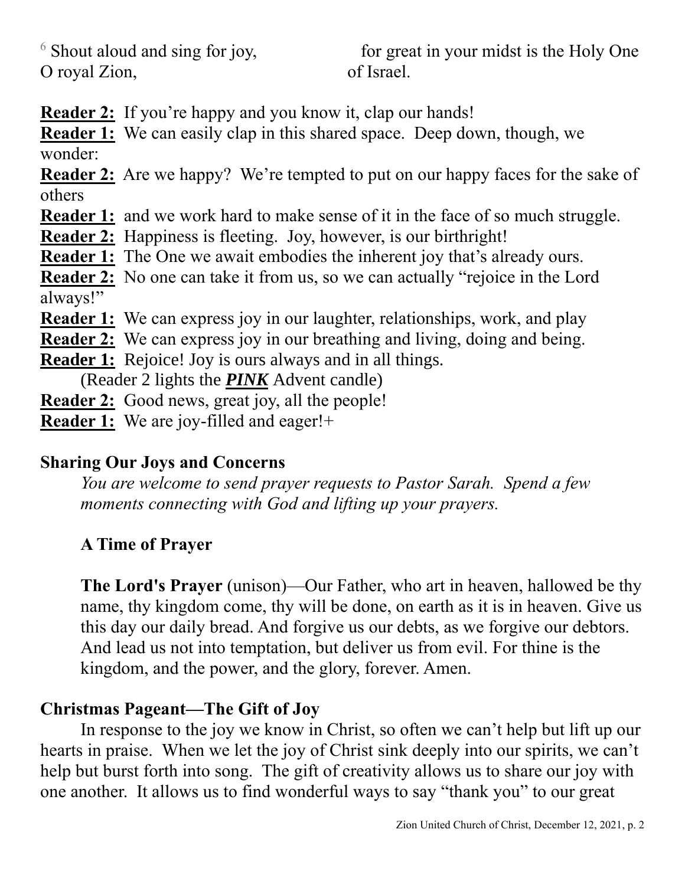[6] Shout aloud and sing for joy, O royal Zion, for great in your midst is the Holy One of Israel.

**Reader 2:** If you're happy and you know it, clap our hands!
**Reader 1:** We can easily clap in this shared space. Deep down, though, we wonder:
**Reader 2:** Are we happy? We're tempted to put on our happy faces for the sake of others
**Reader 1:** and we work hard to make sense of it in the face of so much struggle.
**Reader 2:** Happiness is fleeting. Joy, however, is our birthright!
**Reader 1:** The One we await embodies the inherent joy that's already ours.
**Reader 2:** No one can take it from us, so we can actually "rejoice in the Lord always!"
**Reader 1:** We can express joy in our laughter, relationships, work, and play
**Reader 2:** We can express joy in our breathing and living, doing and being.
**Reader 1:** Rejoice! Joy is ours always and in all things.
(Reader 2 lights the ***PINK*** Advent candle)
**Reader 2:** Good news, great joy, all the people!
**Reader 1:** We are joy-filled and eager!+

## Sharing Our Joys and Concerns

*You are welcome to send prayer requests to Pastor Sarah. Spend a few moments connecting with God and lifting up your prayers.*

### A Time of Prayer

**The Lord's Prayer** (unison)—Our Father, who art in heaven, hallowed be thy name, thy kingdom come, thy will be done, on earth as it is in heaven. Give us this day our daily bread. And forgive us our debts, as we forgive our debtors. And lead us not into temptation, but deliver us from evil. For thine is the kingdom, and the power, and the glory, forever. Amen.

## Christmas Pageant—The Gift of Joy

In response to the joy we know in Christ, so often we can't help but lift up our hearts in praise. When we let the joy of Christ sink deeply into our spirits, we can't help but burst forth into song. The gift of creativity allows us to share our joy with one another. It allows us to find wonderful ways to say "thank you" to our great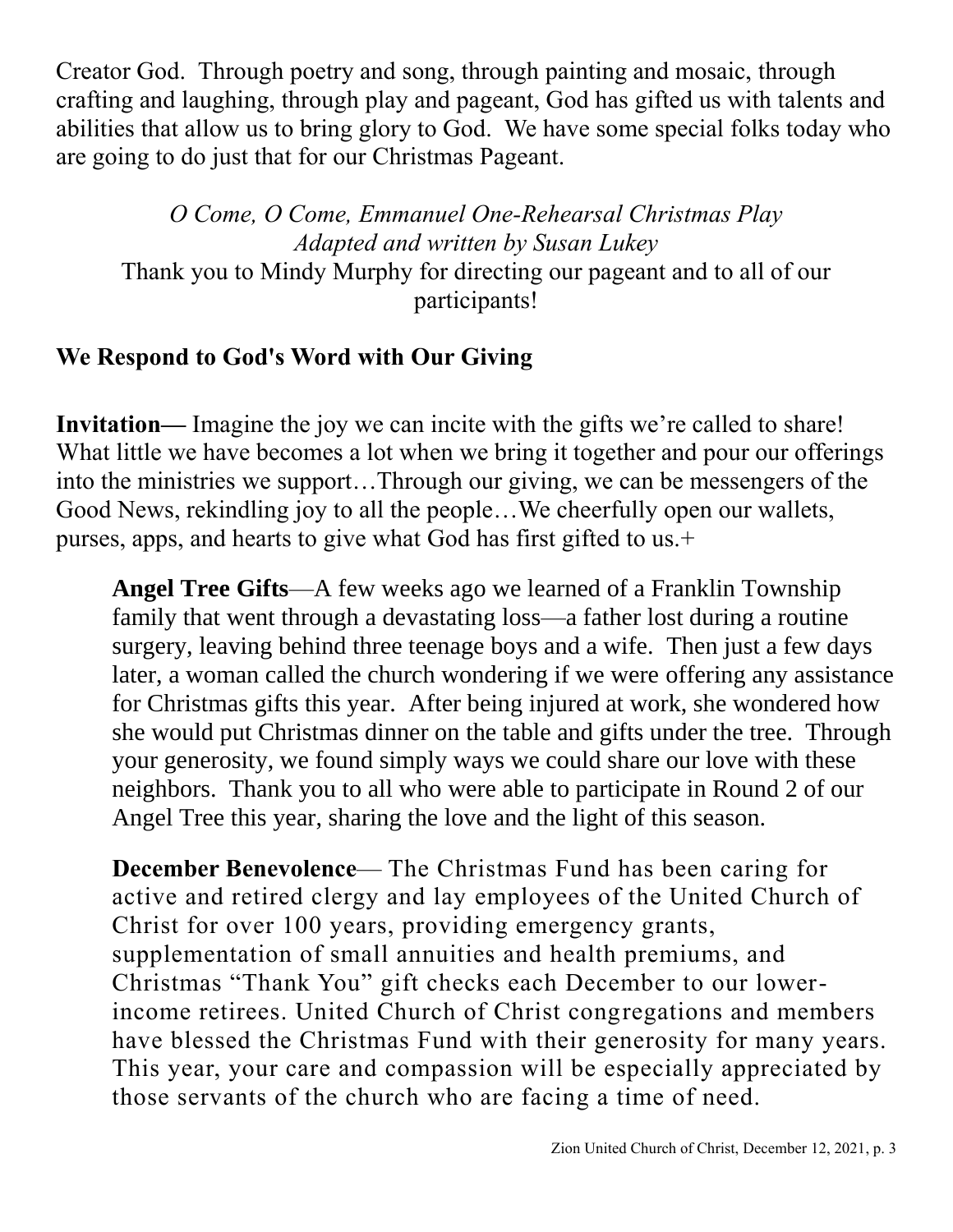Creator God. Through poetry and song, through painting and mosaic, through crafting and laughing, through play and pageant, God has gifted us with talents and abilities that allow us to bring glory to God. We have some special folks today who are going to do just that for our Christmas Pageant.

*O Come, O Come, Emmanuel One-Rehearsal Christmas Play*
*Adapted and written by Susan Lukey*
Thank you to Mindy Murphy for directing our pageant and to all of our participants!

## We Respond to God's Word with Our Giving

**Invitation—** Imagine the joy we can incite with the gifts we're called to share! What little we have becomes a lot when we bring it together and pour our offerings into the ministries we support…Through our giving, we can be messengers of the Good News, rekindling joy to all the people…We cheerfully open our wallets, purses, apps, and hearts to give what God has first gifted to us.+

**Angel Tree Gifts**—A few weeks ago we learned of a Franklin Township family that went through a devastating loss—a father lost during a routine surgery, leaving behind three teenage boys and a wife. Then just a few days later, a woman called the church wondering if we were offering any assistance for Christmas gifts this year. After being injured at work, she wondered how she would put Christmas dinner on the table and gifts under the tree. Through your generosity, we found simply ways we could share our love with these neighbors. Thank you to all who were able to participate in Round 2 of our Angel Tree this year, sharing the love and the light of this season.

**December Benevolence**— The Christmas Fund has been caring for active and retired clergy and lay employees of the United Church of Christ for over 100 years, providing emergency grants, supplementation of small annuities and health premiums, and Christmas "Thank You" gift checks each December to our lower-income retirees. United Church of Christ congregations and members have blessed the Christmas Fund with their generosity for many years. This year, your care and compassion will be especially appreciated by those servants of the church who are facing a time of need.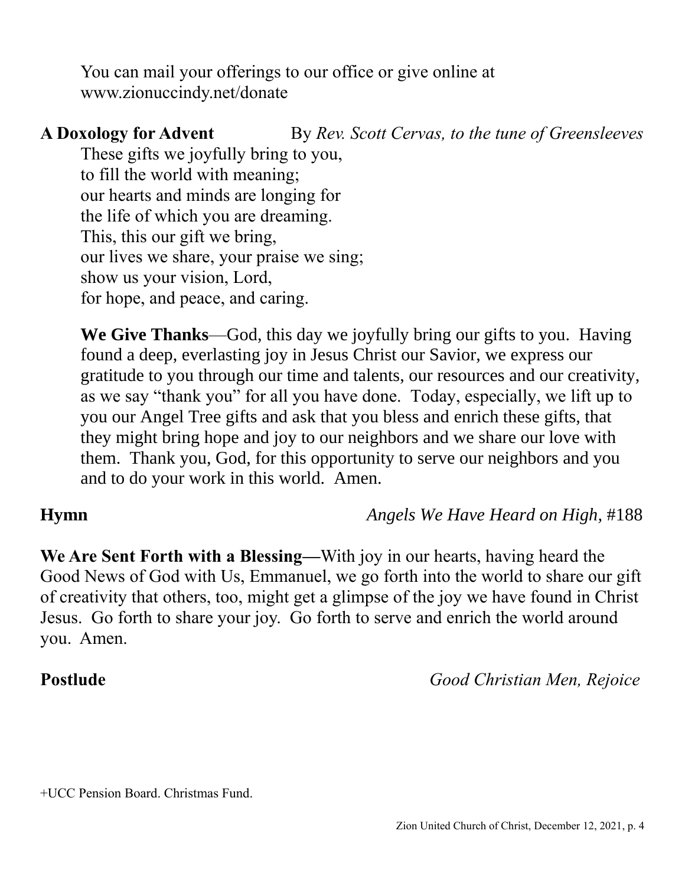You can mail your offerings to our office or give online at www.zionuccindy.net/donate

**A Doxology for Advent** By *Rev. Scott Cervas, to the tune of Greensleeves*

These gifts we joyfully bring to you,
to fill the world with meaning;
our hearts and minds are longing for
the life of which you are dreaming.
This, this our gift we bring,
our lives we share, your praise we sing;
show us your vision, Lord,
for hope, and peace, and caring.

**We Give Thanks**—God, this day we joyfully bring our gifts to you. Having found a deep, everlasting joy in Jesus Christ our Savior, we express our gratitude to you through our time and talents, our resources and our creativity, as we say "thank you" for all you have done. Today, especially, we lift up to you our Angel Tree gifts and ask that you bless and enrich these gifts, that they might bring hope and joy to our neighbors and we share our love with them. Thank you, God, for this opportunity to serve our neighbors and you and to do your work in this world. Amen.

**Hymn** *Angels We Have Heard on High,* #188

**We Are Sent Forth with a Blessing—**With joy in our hearts, having heard the Good News of God with Us, Emmanuel, we go forth into the world to share our gift of creativity that others, too, might get a glimpse of the joy we have found in Christ Jesus. Go forth to share your joy. Go forth to serve and enrich the world around you. Amen.

**Postlude** *Good Christian Men, Rejoice*

+UCC Pension Board. Christmas Fund.